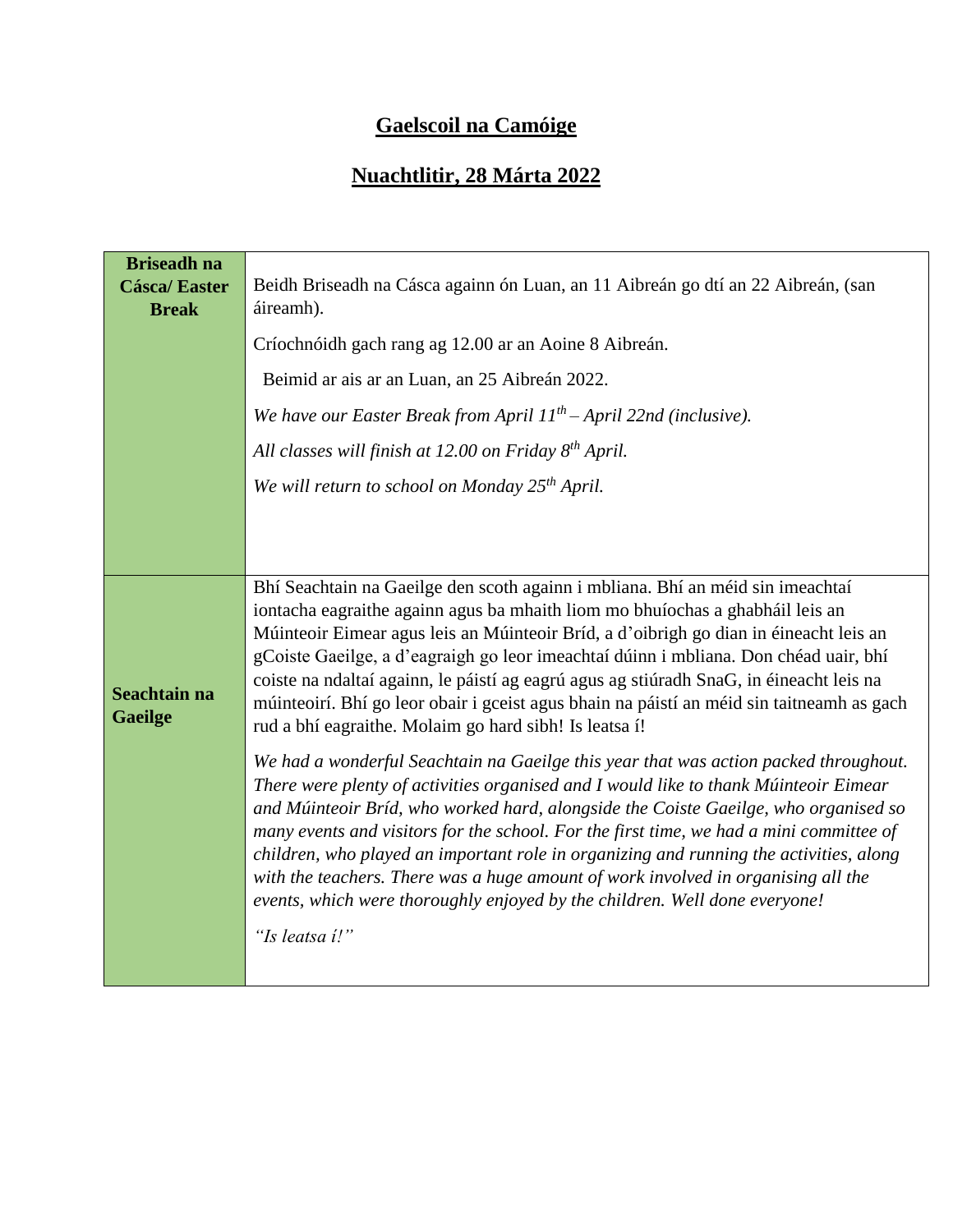# Gaelscoil na Camóige

## Nuachtlitir, 28 Márta 2022

| Briseadh na Cásca/ Easter Break | Beidh Briseadh na Cásca againn ón Luan, an 11 Aibreán go dtí an 22 Aibreán, (san áireamh).<br><br>Críochnóidh gach rang ag 12.00 ar an Aoine 8 Aibreán.<br><br>Beimid ar ais ar an Luan, an 25 Aibreán 2022.<br><br>*We have our Easter Break from April 11th – April 22nd (inclusive).*<br><br>*All classes will finish at 12.00 on Friday 8th April.*<br><br>*We will return to school on Monday 25th April.* |
|---|---|
| **Seachtain na Gaeilge** | Bhí Seachtain na Gaeilge den scoth againn i mbliana. Bhí an méid sin imeachtaí iontacha eagraithe againn agus ba mhaith liom mo bhuíochas a ghabháil leis an Múinteoir Eimear agus leis an Múinteoir Bríd, a d'oibrigh go dian in éineacht leis an gCoiste Gaeilge, a d'eagraigh go leor imeachtaí dúinn i mbliana. Don chéad uair, bhí coiste na ndaltaí againn, le páistí ag eagrú agus ag stiúradh SnaG, in éineacht leis na múinteoirí. Bhí go leor obair i gceist agus bhain na páistí an méid sin taitneamh as gach rud a bhí eagraithe. Molaim go hard sibh! Is leatsa í!<br><br>*We had a wonderful Seachtain na Gaeilge this year that was action packed throughout. There were plenty of activities organised and I would like to thank Múinteoir Eimear and Múinteoir Bríd, who worked hard, alongside the Coiste Gaeilge, who organised so many events and visitors for the school. For the first time, we had a mini committee of children, who played an important role in organizing and running the activities, along with the teachers. There was a huge amount of work involved in organising all the events, which were thoroughly enjoyed by the children. Well done everyone!*<br><br>*"Is leatsa í!"* |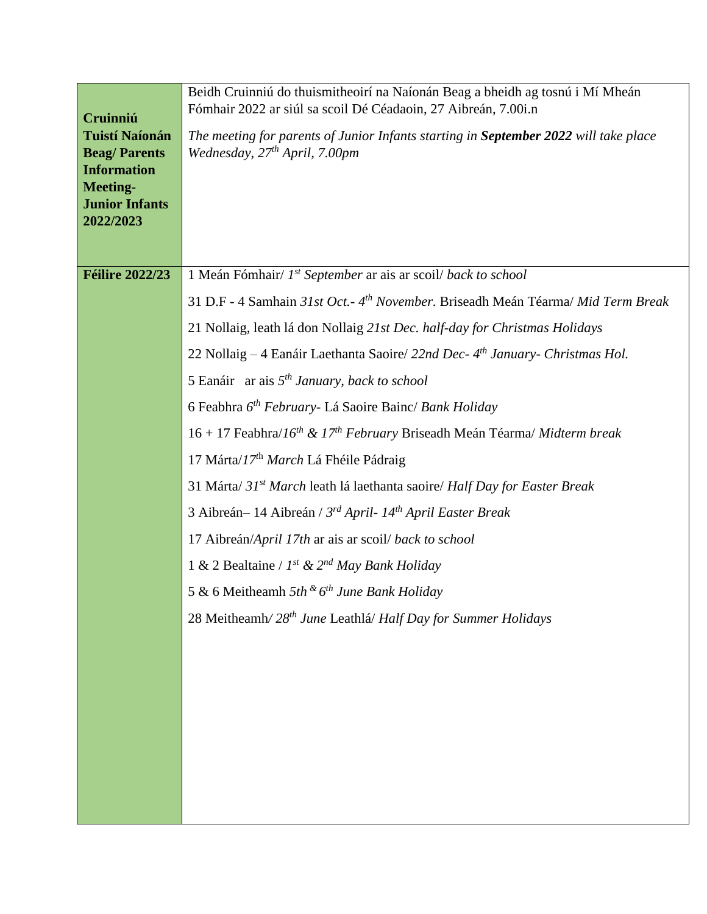| | |
|---|---|
| **Cruinniú Tuistí Naíonán Beag/ Parents Information Meeting- Junior Infants 2022/2023** | Beidh Cruinniú do thuismitheoirí na Naíonán Beag a bheidh ag tosnú i Mí Mheán Fómhair 2022 ar siúl sa scoil Dé Céadaoin, 27 Aibreán, 7.00i.n<br><br>*The meeting for parents of Junior Infants starting in* ***September 2022*** *will take place Wednesday, 27th April, 7.00pm* |
| **Féilire 2022/23** | 1 Meán Fómhair/ *1st September* ar ais ar scoil/ *back to school*<br><br>31 D.F - 4 Samhain *31st Oct.- 4th November.* Briseadh Meán Téarma/ *Mid Term Break*<br><br>21 Nollaig, leath lá don Nollaig *21st Dec. half-day for Christmas Holidays*<br><br>22 Nollaig – 4 Eanáir Laethanta Saoire/ *22nd Dec- 4th January- Christmas Hol.*<br><br>5 Eanáir ar ais *5th January, back to school*<br><br>6 Feabhra *6th February-* Lá Saoire Bainc/ *Bank Holiday*<br><br>16 + 17 Feabhra/*16th & 17th February* Briseadh Meán Téarma/ *Midterm break*<br><br>17 Márta/*17th March* Lá Fhéile Pádraig<br><br>31 Márta/ *31st March* leath lá laethanta saoire/ *Half Day for Easter Break*<br><br>3 Aibreán– 14 Aibreán / *3rd April- 14th April Easter Break*<br><br>17 Aibreán/*April 17th* ar ais ar scoil/ *back to school*<br><br>1 & 2 Bealtaine / *1st & 2nd May Bank Holiday*<br><br>5 & 6 Meitheamh *5th & 6th June Bank Holiday*<br><br>28 Meitheamh*/ 28th June* Leathlá/ *Half Day for Summer Holidays* |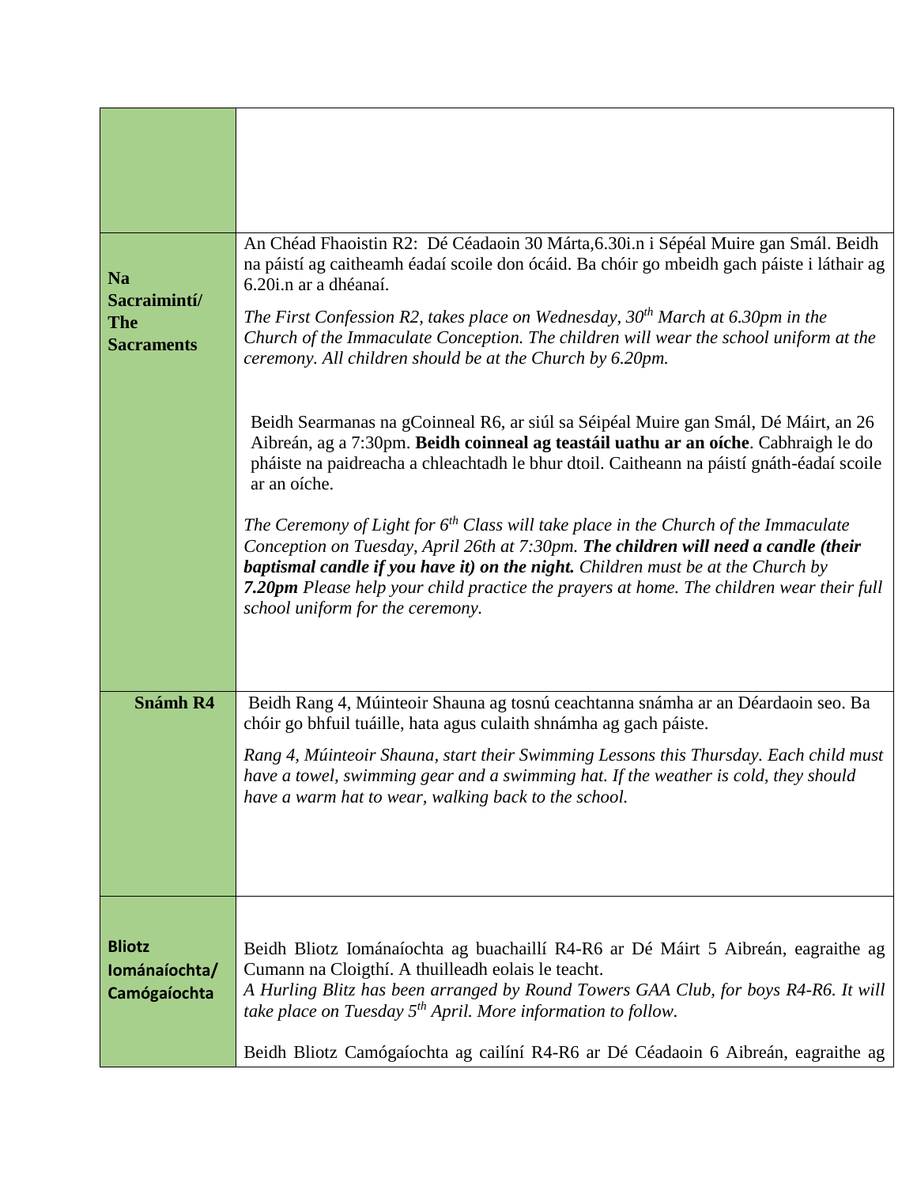| | |
|---|---|
| | |
| **Na Sacraimintí/ The Sacraments** | An Chéad Fhaoistin R2: Dé Céadaoin 30 Márta,6.30i.n i Sépéal Muire gan Smál. Beidh na páistí ag caitheamh éadaí scoile don ócáid. Ba chóir go mbeidh gach páiste i láthair ag 6.20i.n ar a dhéanaí.<br><br>*The First Confession R2, takes place on Wednesday, 30th March at 6.30pm in the Church of the Immaculate Conception. The children will wear the school uniform at the ceremony. All children should be at the Church by 6.20pm.*<br><br>Beidh Searmanas na gCoinneal R6, ar siúl sa Séipéal Muire gan Smál, Dé Máirt, an 26 Aibreán, ag a 7:30pm. **Beidh coinneal ag teastáil uathu ar an oíche**. Cabhraigh le do pháiste na paidreacha a chleachtadh le bhur dtoil. Caitheann na páistí gnáth-éadaí scoile ar an oíche.<br><br>*The Ceremony of Light for 6th Class will take place in the Church of the Immaculate Conception on Tuesday, April 26th at 7:30pm.* ***The children will need a candle (their baptismal candle if you have it) on the night.*** *Children must be at the Church by* ***7.20pm*** *Please help your child practice the prayers at home. The children wear their full school uniform for the ceremony.* |
| **Snámh R4** | Beidh Rang 4, Múinteoir Shauna ag tosnú ceachtanna snámha ar an Déardaoin seo. Ba chóir go bhfuil tuáille, hata agus culaith shnámha ag gach páiste.<br><br>*Rang 4, Múinteoir Shauna, start their Swimming Lessons this Thursday. Each child must have a towel, swimming gear and a swimming hat. If the weather is cold, they should have a warm hat to wear, walking back to the school.* |
| **Bliotz Iománaíochta/ Camógaíochta** | Beidh Bliotz Iománaíochta ag buachaillí R4-R6 ar Dé Máirt 5 Aibreán, eagraithe ag Cumann na Cloigthí. A thuilleadh eolais le teacht.<br>*A Hurling Blitz has been arranged by Round Towers GAA Club, for boys R4-R6. It will take place on Tuesday 5th April. More information to follow.*<br><br>Beidh Bliotz Camógaíochta ag cailíní R4-R6 ar Dé Céadaoin 6 Aibreán, eagraithe ag |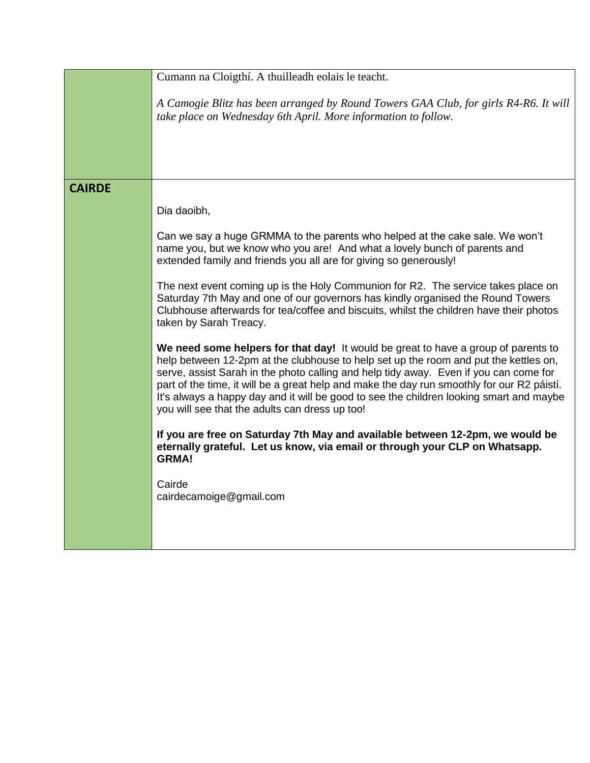| | |
|---|---|
| | Cumann na Cloigthí. A thuilleadh eolais le teacht.<br><br>*A Camogie Blitz has been arranged by Round Towers GAA Club, for girls R4-R6. It will take place on Wednesday 6th April. More information to follow.* |
| **CAIRDE** | Dia daoibh,<br><br>Can we say a huge GRMMA to the parents who helped at the cake sale. We won't name you, but we know who you are! And what a lovely bunch of parents and extended family and friends you all are for giving so generously!<br><br>The next event coming up is the Holy Communion for R2. The service takes place on Saturday 7th May and one of our governors has kindly organised the Round Towers Clubhouse afterwards for tea/coffee and biscuits, whilst the children have their photos taken by Sarah Treacy.<br><br>**We need some helpers for that day!** It would be great to have a group of parents to help between 12-2pm at the clubhouse to help set up the room and put the kettles on, serve, assist Sarah in the photo calling and help tidy away. Even if you can come for part of the time, it will be a great help and make the day run smoothly for our R2 páistí. It's always a happy day and it will be good to see the children looking smart and maybe you will see that the adults can dress up too!<br><br>**If you are free on Saturday 7th May and available between 12-2pm, we would be eternally grateful. Let us know, via email or through your CLP on Whatsapp. GRMA!**<br><br>Cairde<br>cairdecamoige@gmail.com |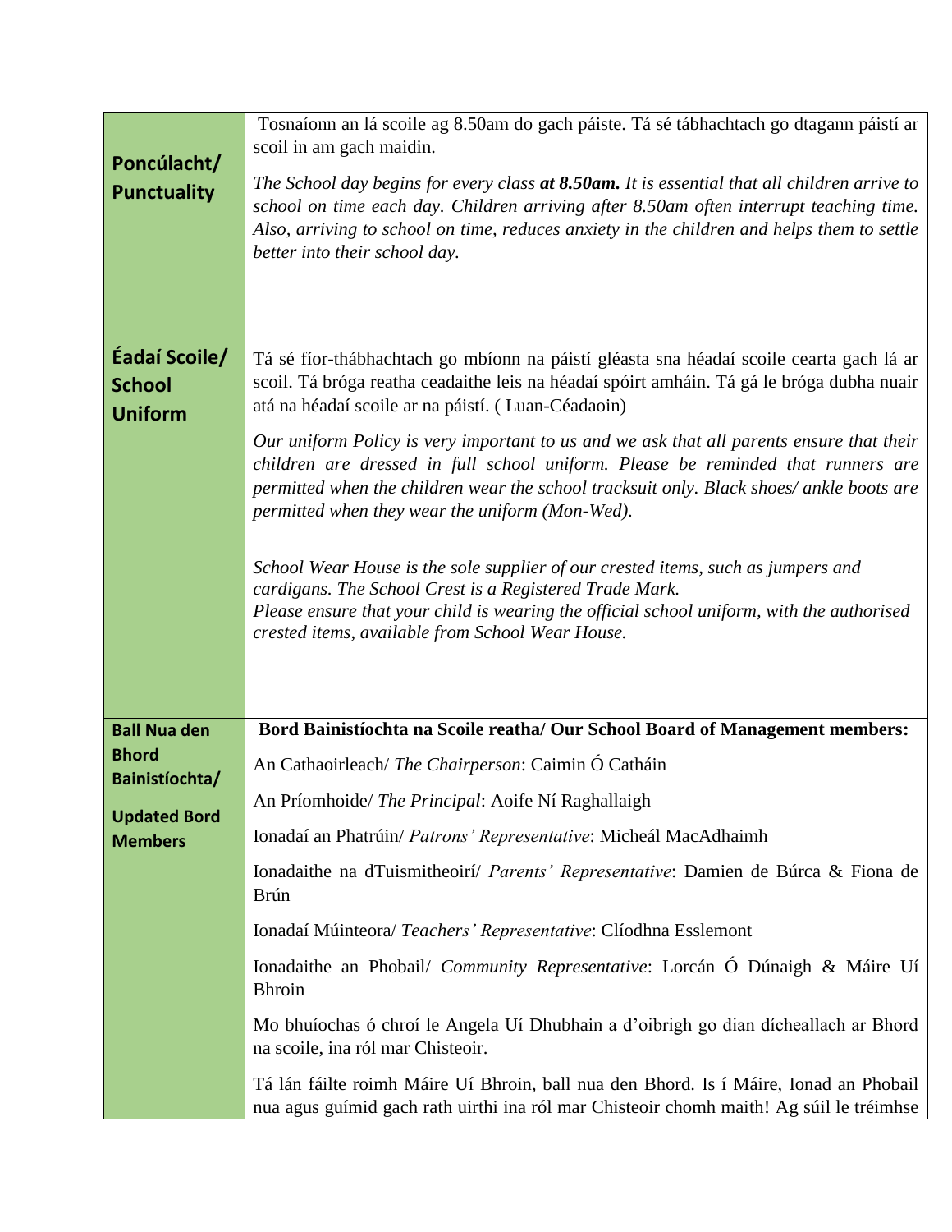| | |
|---|---|
| **Poncúlacht/ Punctuality** | Tosnaíonn an lá scoile ag 8.50am do gach páiste. Tá sé tábhachtach go dtagann páistí ar scoil in am gach maidin.<br><br>*The School day begins for every class **at 8.50am.** It is essential that all children arrive to school on time each day. Children arriving after 8.50am often interrupt teaching time. Also, arriving to school on time, reduces anxiety in the children and helps them to settle better into their school day.* |
| **Éadaí Scoile/ School Uniform** | Tá sé fíor-thábhachtach go mbíonn na páistí gléasta sna héadaí scoile cearta gach lá ar scoil. Tá bróga reatha ceadaithe leis na héadaí spóirt amháin. Tá gá le bróga dubha nuair atá na héadaí scoile ar na páistí. ( Luan-Céadaoin)<br><br>*Our uniform Policy is very important to us and we ask that all parents ensure that their children are dressed in full school uniform. Please be reminded that runners are permitted when the children wear the school tracksuit only. Black shoes/ ankle boots are permitted when they wear the uniform (Mon-Wed).*<br><br>*School Wear House is the sole supplier of our crested items, such as jumpers and cardigans. The School Crest is a Registered Trade Mark.*<br>*Please ensure that your child is wearing the official school uniform, with the authorised crested items, available from School Wear House.* |
| **Ball Nua den Bhord Bainistíochta/**<br><br>**Updated Bord Members** | **Bord Bainistíochta na Scoile reatha/ Our School Board of Management members:**<br><br>An Cathaoirleach/ *The Chairperson*: Caimin Ó Catháin<br><br>An Príomhoide/ *The Principal*: Aoife Ní Raghallaigh<br><br>Ionadaí an Phatrúin/ *Patrons' Representative*: Micheál MacAdhaimh<br><br>Ionadaithe na dTuismitheoirí/ *Parents' Representative*: Damien de Búrca & Fiona de Brún<br><br>Ionadaí Múinteora/ *Teachers' Representative*: Clíodhna Esslemont<br><br>Ionadaithe an Phobail/ *Community Representative*: Lorcán Ó Dúnaigh & Máire Uí Bhroin<br><br>Mo bhuíochas ó chroí le Angela Uí Dhubhain a d'oibrigh go dian dícheallach ar Bhord na scoile, ina ról mar Chisteoir.<br><br>Tá lán fáilte roimh Máire Uí Bhroin, ball nua den Bhord. Is í Máire, Ionad an Phobail nua agus guímid gach rath uirthi ina ról mar Chisteoir chomh maith! Ag súil le tréimhse |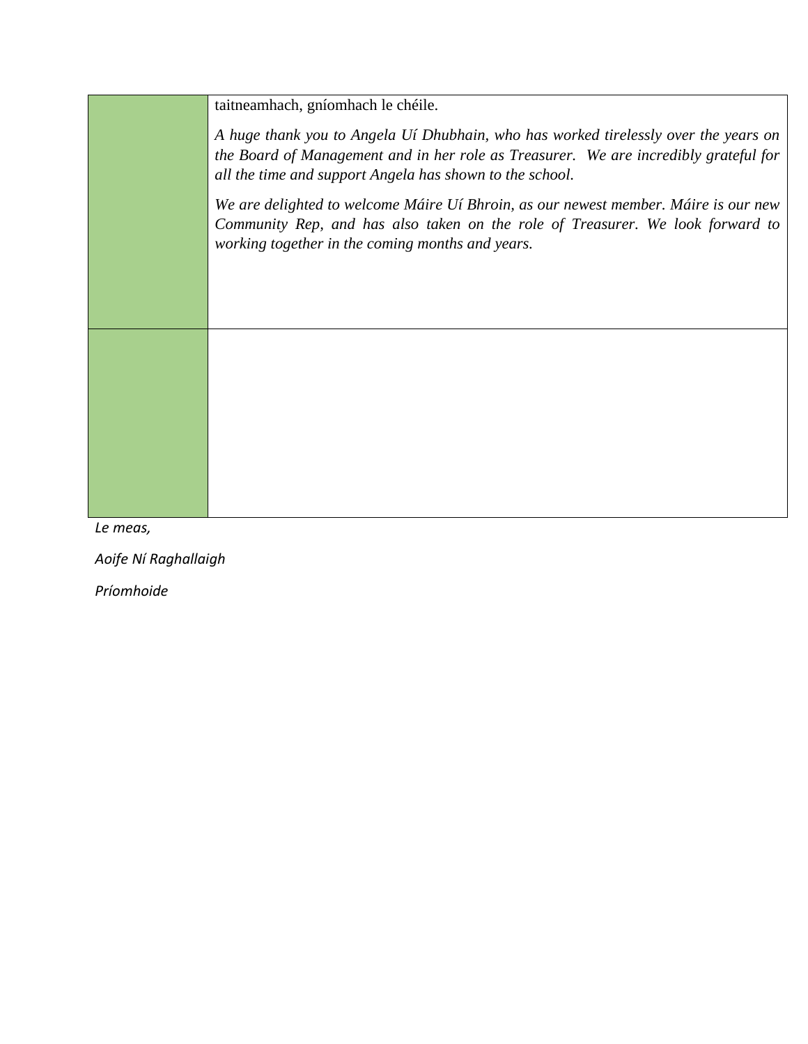| | |
|---|---|
| | taitneamhach, gníomhach le chéile.<br><br>*A huge thank you to Angela Uí Dhubhain, who has worked tirelessly over the years on the Board of Management and in her role as Treasurer. We are incredibly grateful for all the time and support Angela has shown to the school.*<br><br>*We are delighted to welcome Máire Uí Bhroin, as our newest member. Máire is our new Community Rep, and has also taken on the role of Treasurer. We look forward to working together in the coming months and years.* |
| | |

*Le meas,*

*Aoife Ní Raghallaigh*

*Príomhoide*